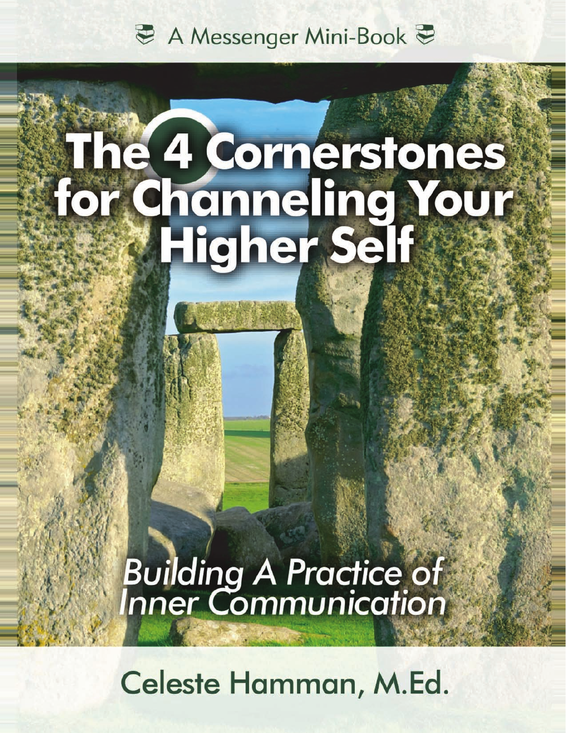A Messenger Mini-Book

# The 4 Cornerstones for Channeling Your Higher Self

## *Building A Practice of Inner Communication*

Celeste Hamman, M.Ed.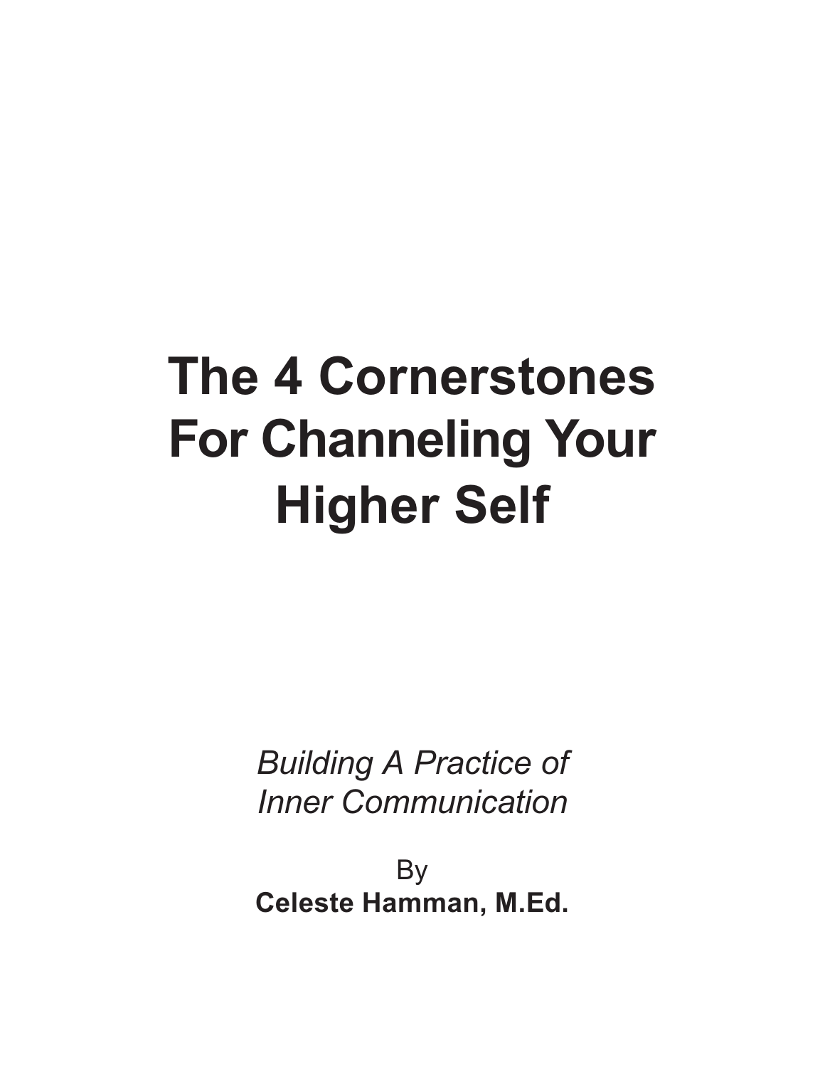# The 4 Cornerstones For Channeling Your Higher Self

*Building A Practice of Inner Communication*

By

**Celeste Hamman, M.Ed.**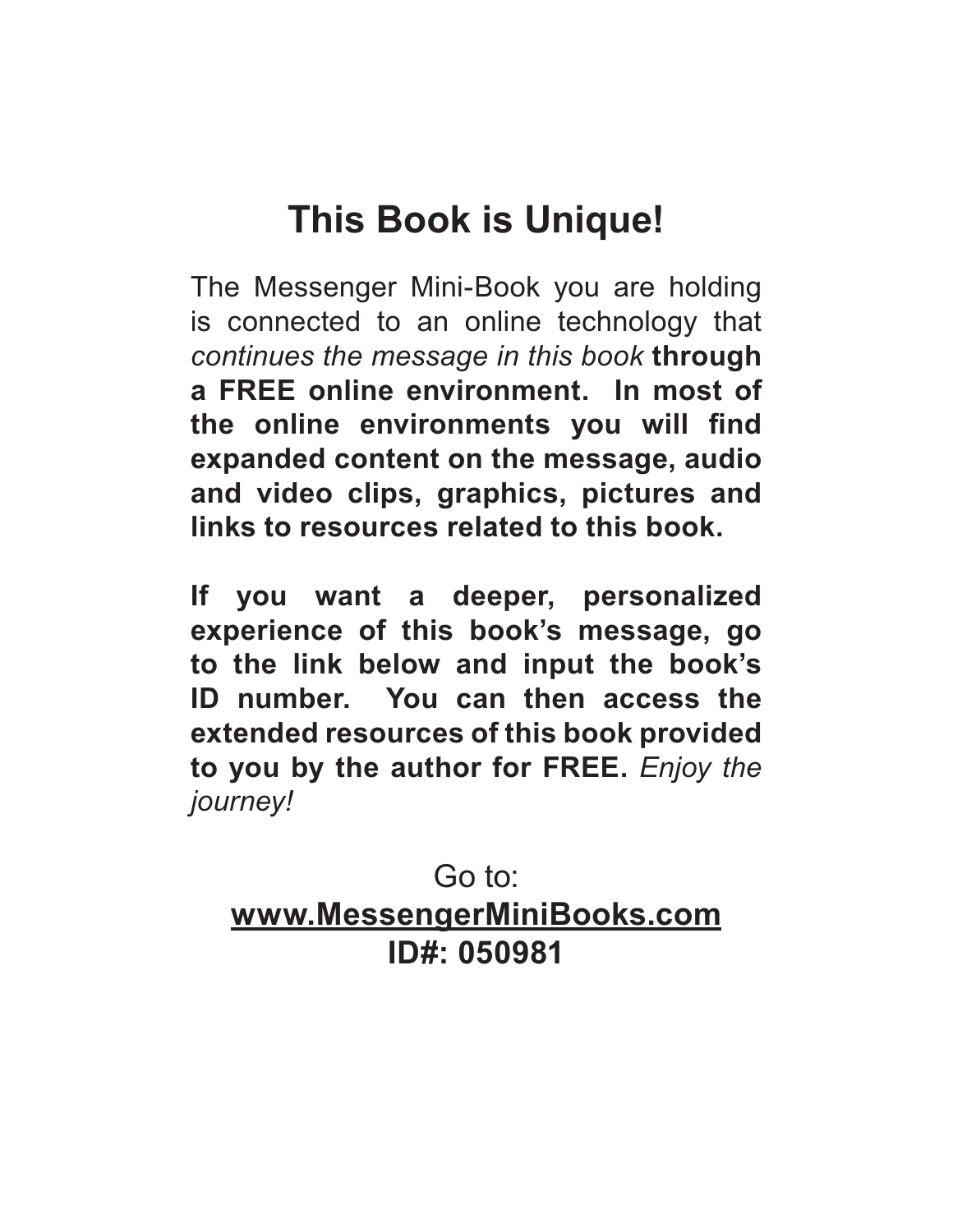# This Book is Unique!

The Messenger Mini-Book you are holding is connected to an online technology that *continues the message in this book* **through a FREE online environment. In most of the online environments you will find expanded content on the message, audio and video clips, graphics, pictures and links to resources related to this book.**

**If you want a deeper, personalized experience of this book's message, go to the link below and input the book's ID number. You can then access the extended resources of this book provided to you by the author for FREE.** *Enjoy the journey!*

Go to:
**www.MessengerMiniBooks.com**
**ID#: 050981**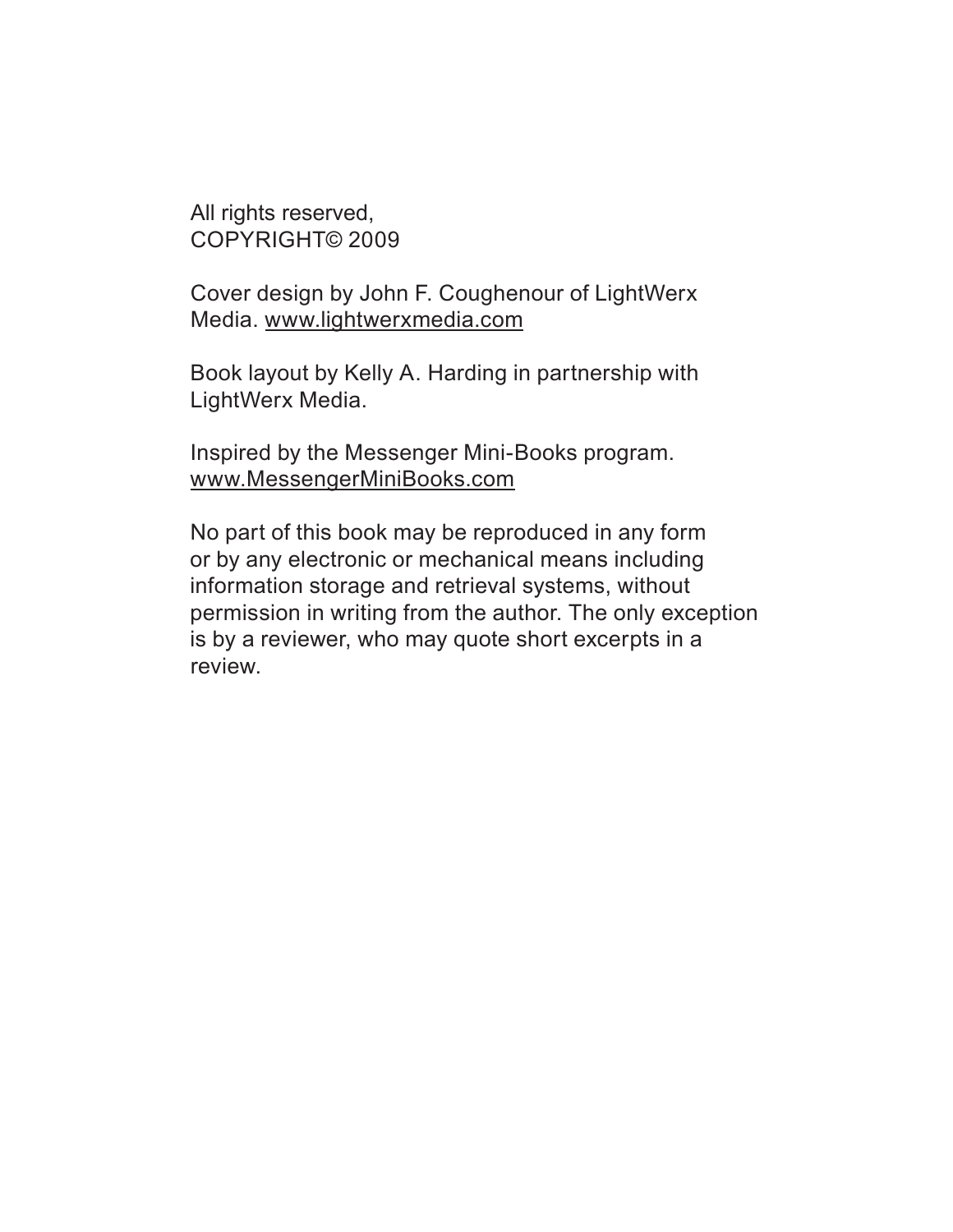All rights reserved,
COPYRIGHT© 2009

Cover design by John F. Coughenour of LightWerx Media. www.lightwerxmedia.com

Book layout by Kelly A. Harding in partnership with LightWerx Media.

Inspired by the Messenger Mini-Books program. www.MessengerMiniBooks.com

No part of this book may be reproduced in any form or by any electronic or mechanical means including information storage and retrieval systems, without permission in writing from the author. The only exception is by a reviewer, who may quote short excerpts in a review.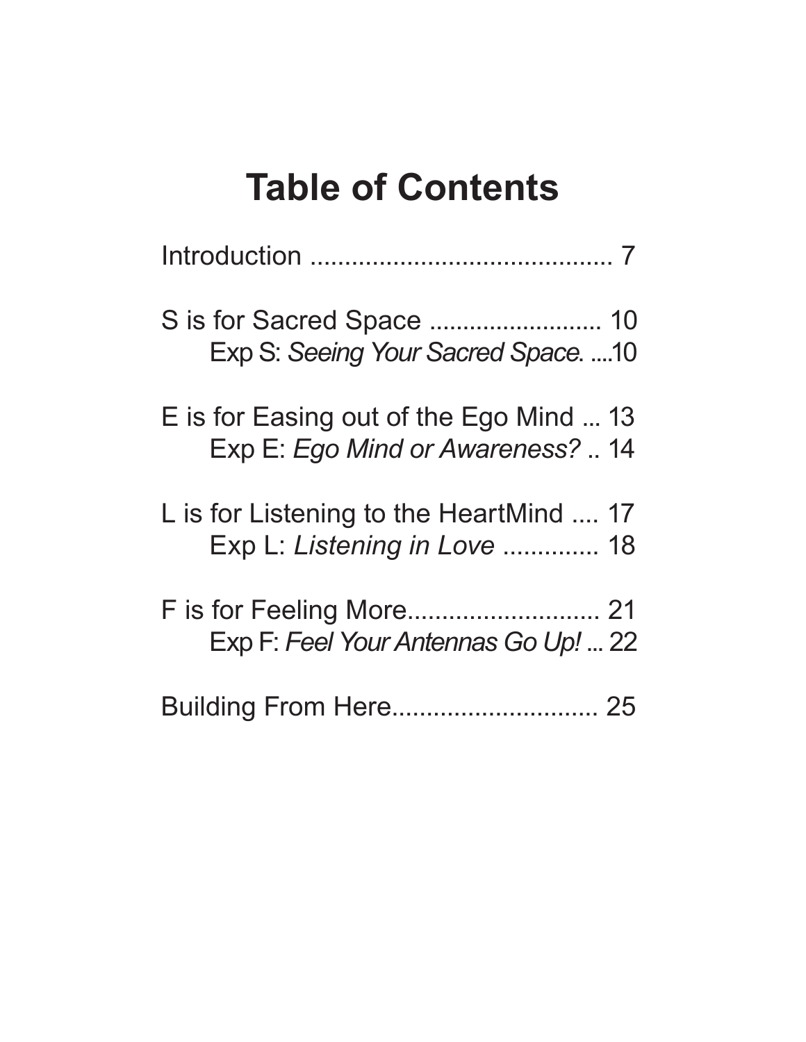# Table of Contents

Introduction ........................................... 7

S is for Sacred Space ......................... 10
    Exp S: *Seeing Your Sacred Space*. ....10

E is for Easing out of the Ego Mind ... 13
    Exp E: *Ego Mind or Awareness?* .. 14

L is for Listening to the HeartMind .... 17
    Exp L: *Listening in Love* .............. 18

F is for Feeling More............................ 21
    Exp F: *Feel Your Antennas Go Up!* ... 22

Building From Here............................. 25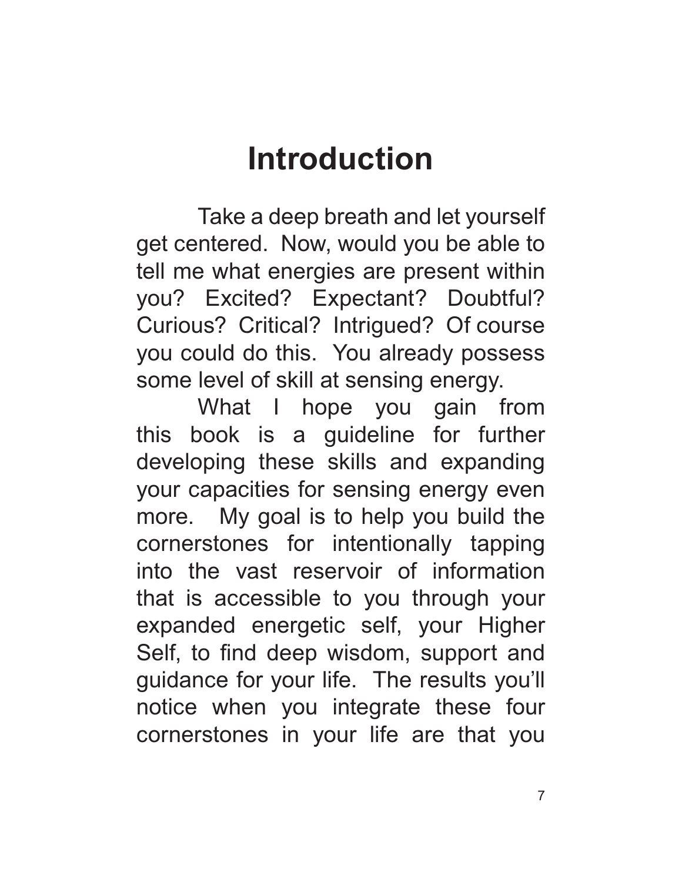# Introduction

Take a deep breath and let yourself get centered. Now, would you be able to tell me what energies are present within you? Excited? Expectant? Doubtful? Curious? Critical? Intrigued? Of course you could do this. You already possess some level of skill at sensing energy.

What I hope you gain from this book is a guideline for further developing these skills and expanding your capacities for sensing energy even more. My goal is to help you build the cornerstones for intentionally tapping into the vast reservoir of information that is accessible to you through your expanded energetic self, your Higher Self, to find deep wisdom, support and guidance for your life. The results you'll notice when you integrate these four cornerstones in your life are that you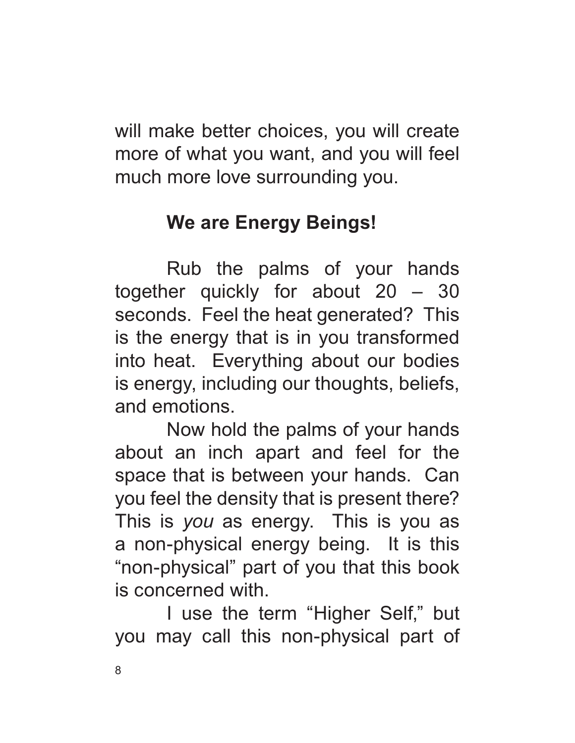will make better choices, you will create more of what you want, and you will feel much more love surrounding you.

## We are Energy Beings!

Rub the palms of your hands together quickly for about 20 – 30 seconds. Feel the heat generated? This is the energy that is in you transformed into heat. Everything about our bodies is energy, including our thoughts, beliefs, and emotions.

Now hold the palms of your hands about an inch apart and feel for the space that is between your hands. Can you feel the density that is present there? This is *you* as energy. This is you as a non-physical energy being. It is this "non-physical" part of you that this book is concerned with.

I use the term "Higher Self," but you may call this non-physical part of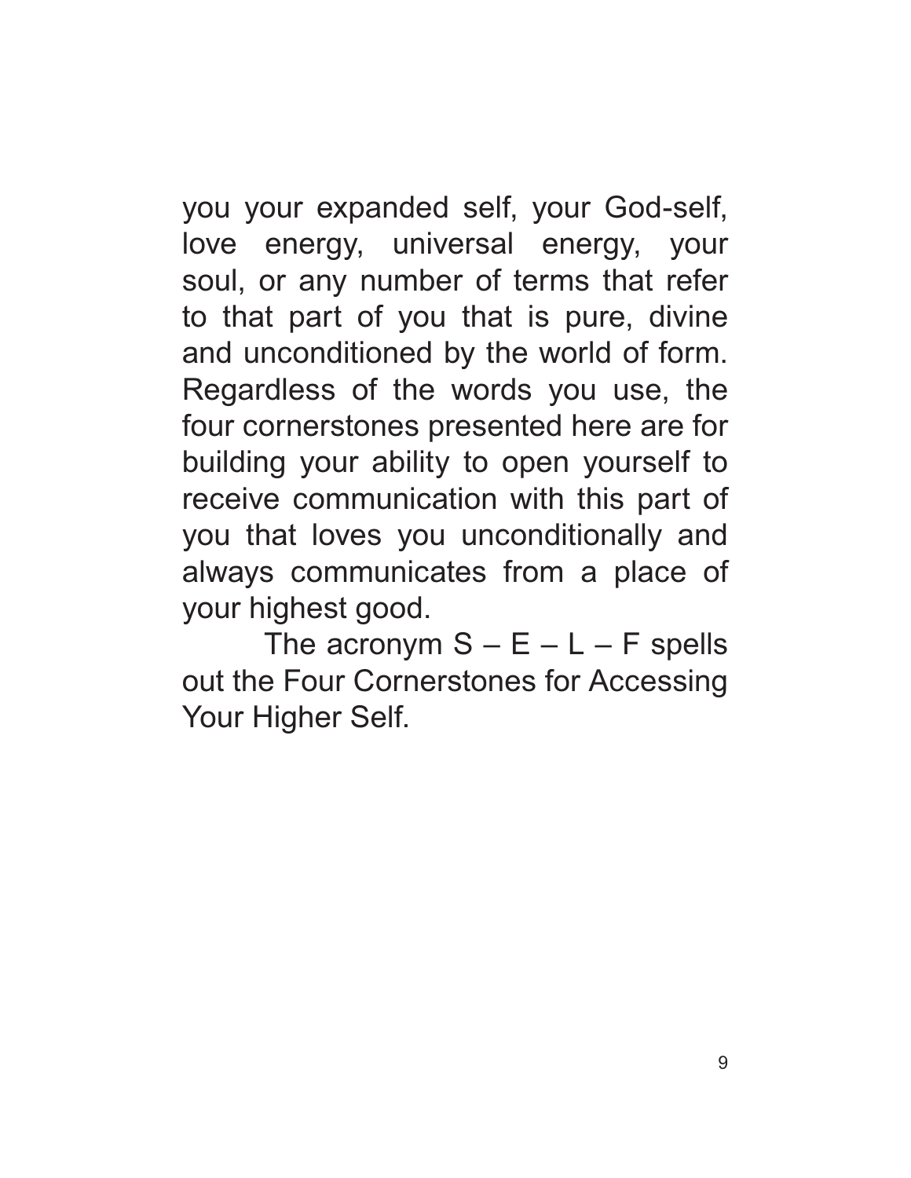you your expanded self, your God-self, love energy, universal energy, your soul, or any number of terms that refer to that part of you that is pure, divine and unconditioned by the world of form. Regardless of the words you use, the four cornerstones presented here are for building your ability to open yourself to receive communication with this part of you that loves you unconditionally and always communicates from a place of your highest good.

The acronym S – E – L – F spells out the Four Cornerstones for Accessing Your Higher Self.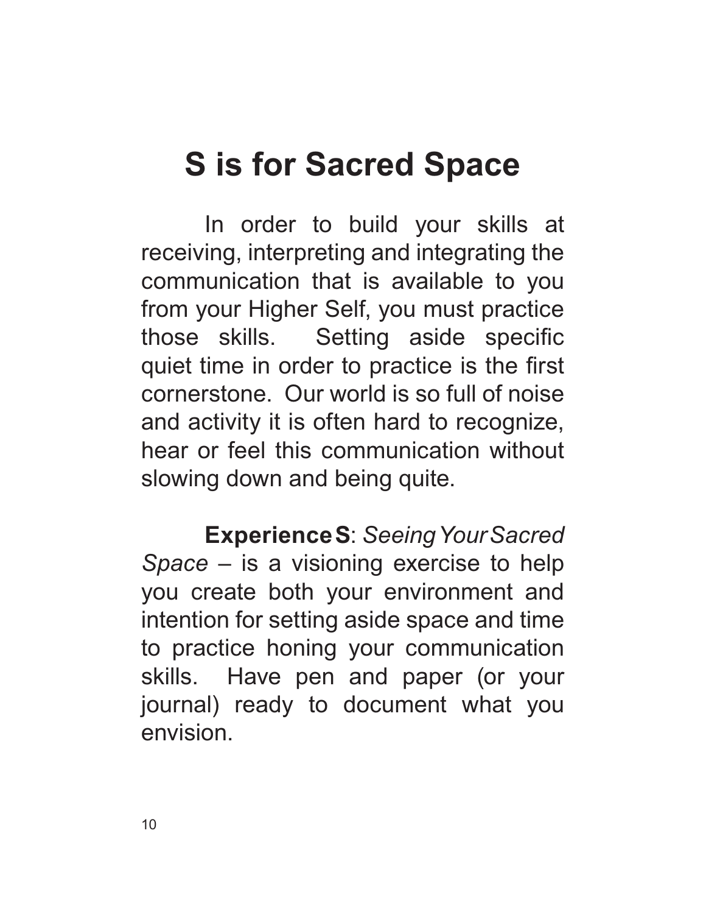# S is for Sacred Space

In order to build your skills at receiving, interpreting and integrating the communication that is available to you from your Higher Self, you must practice those skills. Setting aside specific quiet time in order to practice is the first cornerstone. Our world is so full of noise and activity it is often hard to recognize, hear or feel this communication without slowing down and being quite.

**Experience S**: *Seeing Your Sacred Space* – is a visioning exercise to help you create both your environment and intention for setting aside space and time to practice honing your communication skills. Have pen and paper (or your journal) ready to document what you envision.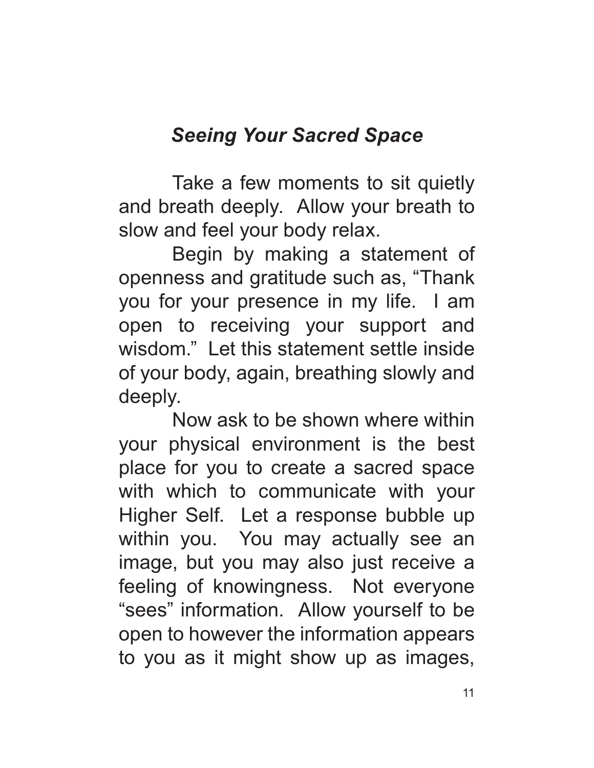### *Seeing Your Sacred Space*

Take a few moments to sit quietly and breath deeply. Allow your breath to slow and feel your body relax.

Begin by making a statement of openness and gratitude such as, “Thank you for your presence in my life. I am open to receiving your support and wisdom.” Let this statement settle inside of your body, again, breathing slowly and deeply.

Now ask to be shown where within your physical environment is the best place for you to create a sacred space with which to communicate with your Higher Self. Let a response bubble up within you. You may actually see an image, but you may also just receive a feeling of knowingness. Not everyone “sees” information. Allow yourself to be open to however the information appears to you as it might show up as images,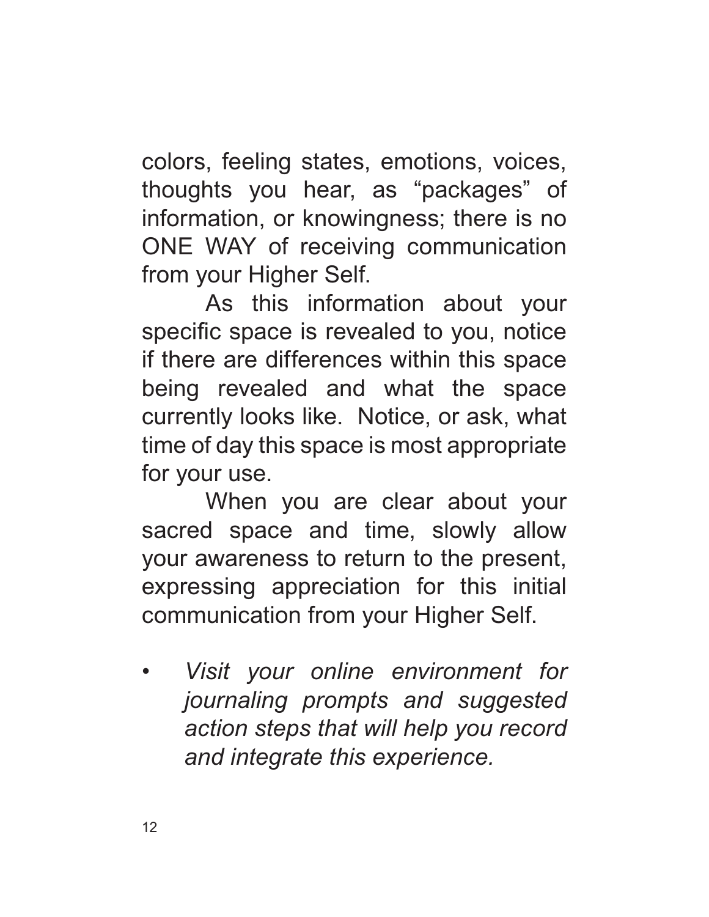colors, feeling states, emotions, voices, thoughts you hear, as "packages" of information, or knowingness; there is no ONE WAY of receiving communication from your Higher Self.

As this information about your specific space is revealed to you, notice if there are differences within this space being revealed and what the space currently looks like. Notice, or ask, what time of day this space is most appropriate for your use.

When you are clear about your sacred space and time, slowly allow your awareness to return to the present, expressing appreciation for this initial communication from your Higher Self.

- *Visit your online environment for journaling prompts and suggested action steps that will help you record and integrate this experience.*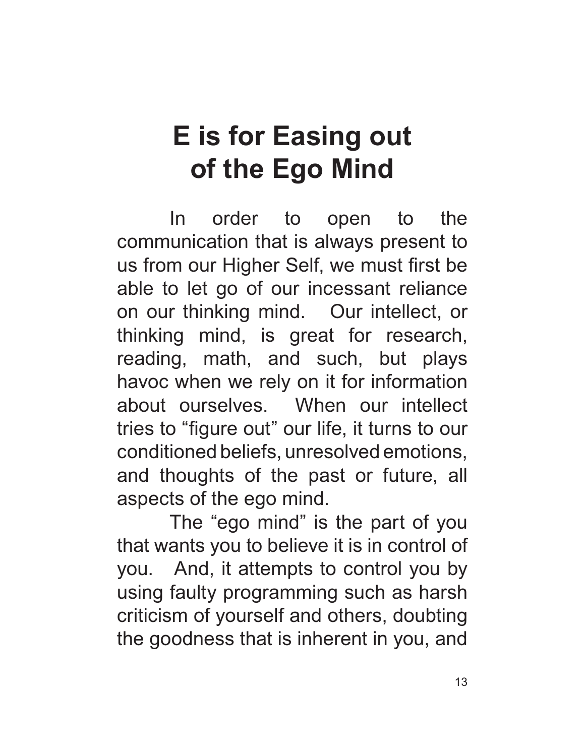# E is for Easing out of the Ego Mind

In order to open to the communication that is always present to us from our Higher Self, we must first be able to let go of our incessant reliance on our thinking mind. Our intellect, or thinking mind, is great for research, reading, math, and such, but plays havoc when we rely on it for information about ourselves. When our intellect tries to "figure out" our life, it turns to our conditioned beliefs, unresolved emotions, and thoughts of the past or future, all aspects of the ego mind.

The "ego mind" is the part of you that wants you to believe it is in control of you. And, it attempts to control you by using faulty programming such as harsh criticism of yourself and others, doubting the goodness that is inherent in you, and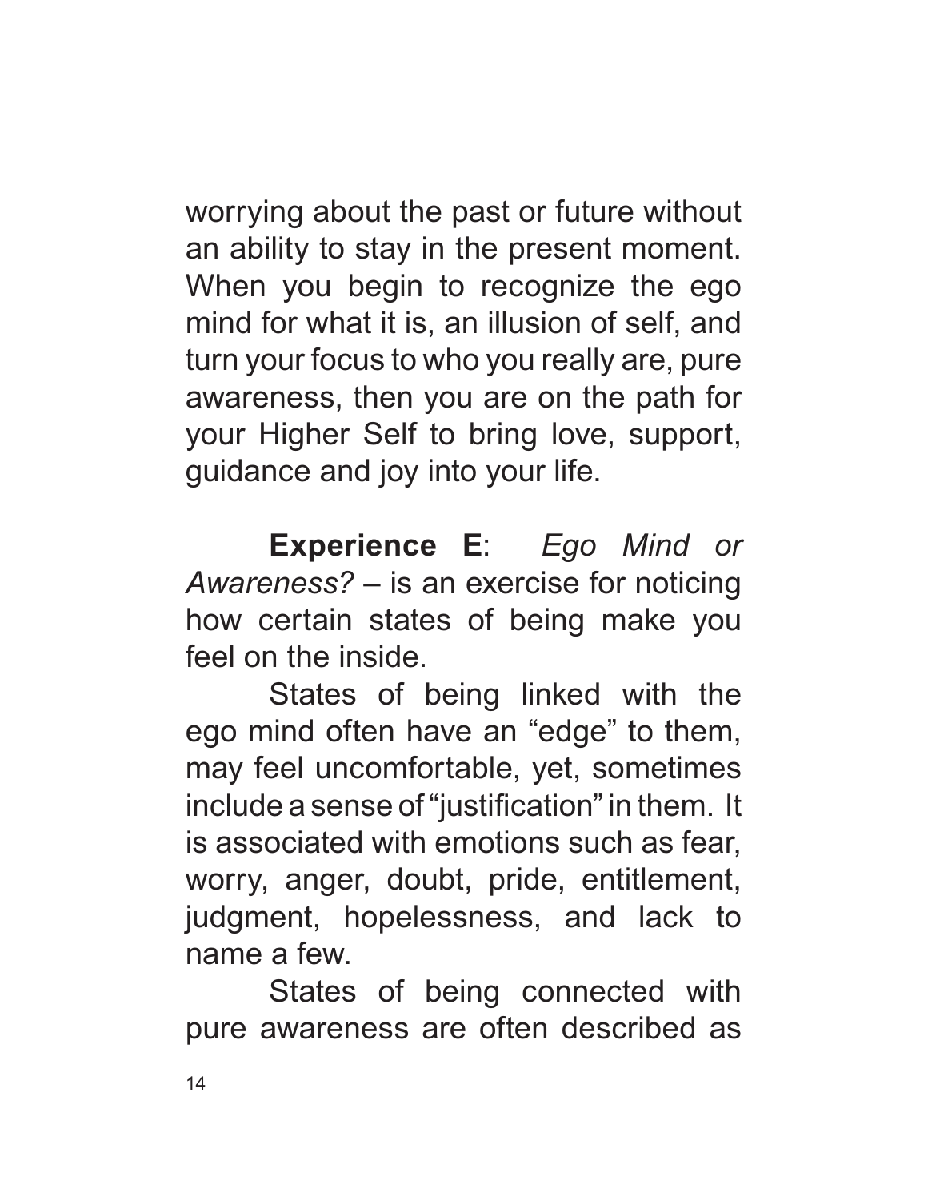worrying about the past or future without an ability to stay in the present moment. When you begin to recognize the ego mind for what it is, an illusion of self, and turn your focus to who you really are, pure awareness, then you are on the path for your Higher Self to bring love, support, guidance and joy into your life.

**Experience E**: *Ego Mind or Awareness?* – is an exercise for noticing how certain states of being make you feel on the inside.

States of being linked with the ego mind often have an "edge" to them, may feel uncomfortable, yet, sometimes include a sense of "justification" in them. It is associated with emotions such as fear, worry, anger, doubt, pride, entitlement, judgment, hopelessness, and lack to name a few.

States of being connected with pure awareness are often described as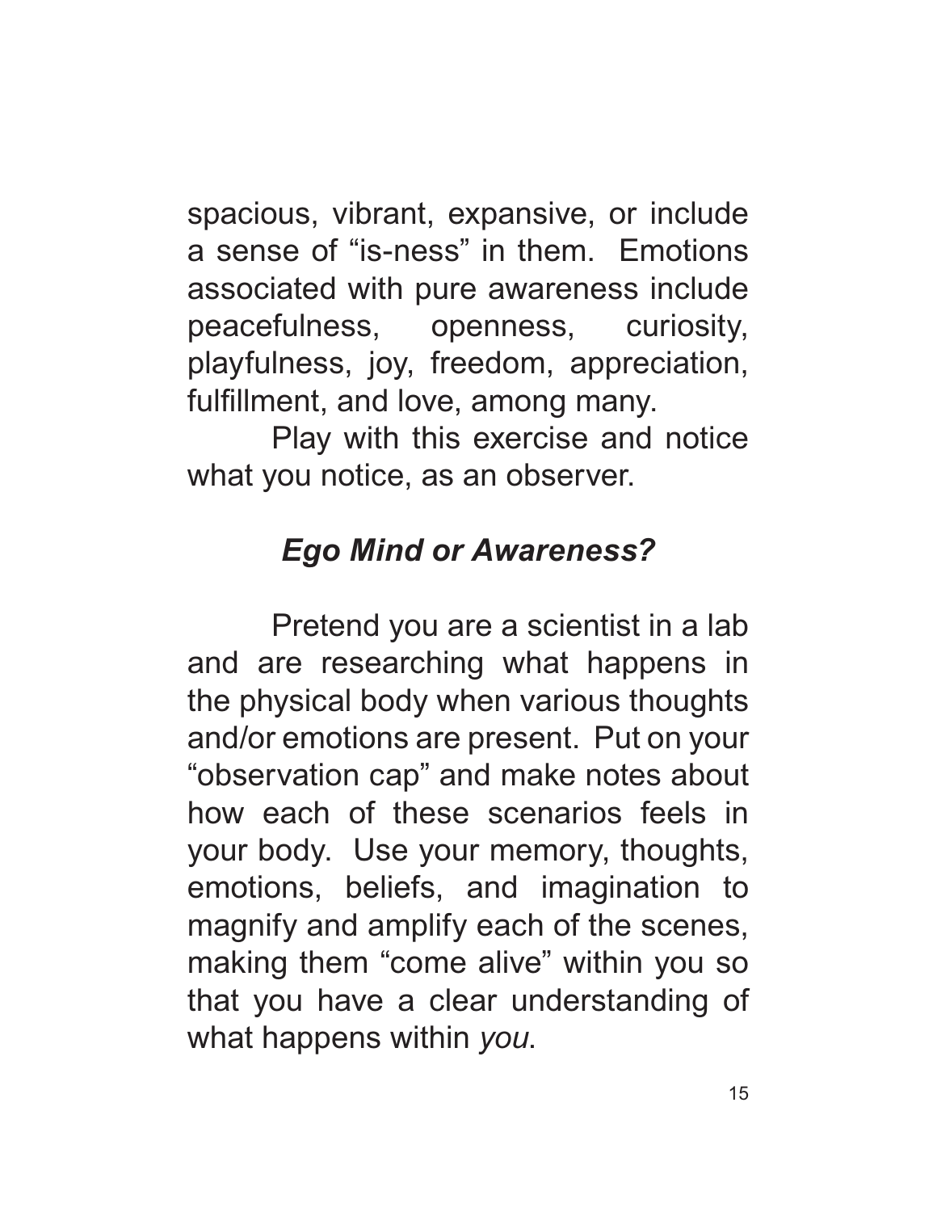spacious, vibrant, expansive, or include a sense of "is-ness" in them. Emotions associated with pure awareness include peacefulness, openness, curiosity, playfulness, joy, freedom, appreciation, fulfillment, and love, among many.

Play with this exercise and notice what you notice, as an observer.

### *Ego Mind or Awareness?*

Pretend you are a scientist in a lab and are researching what happens in the physical body when various thoughts and/or emotions are present. Put on your "observation cap" and make notes about how each of these scenarios feels in your body. Use your memory, thoughts, emotions, beliefs, and imagination to magnify and amplify each of the scenes, making them "come alive" within you so that you have a clear understanding of what happens within *you*.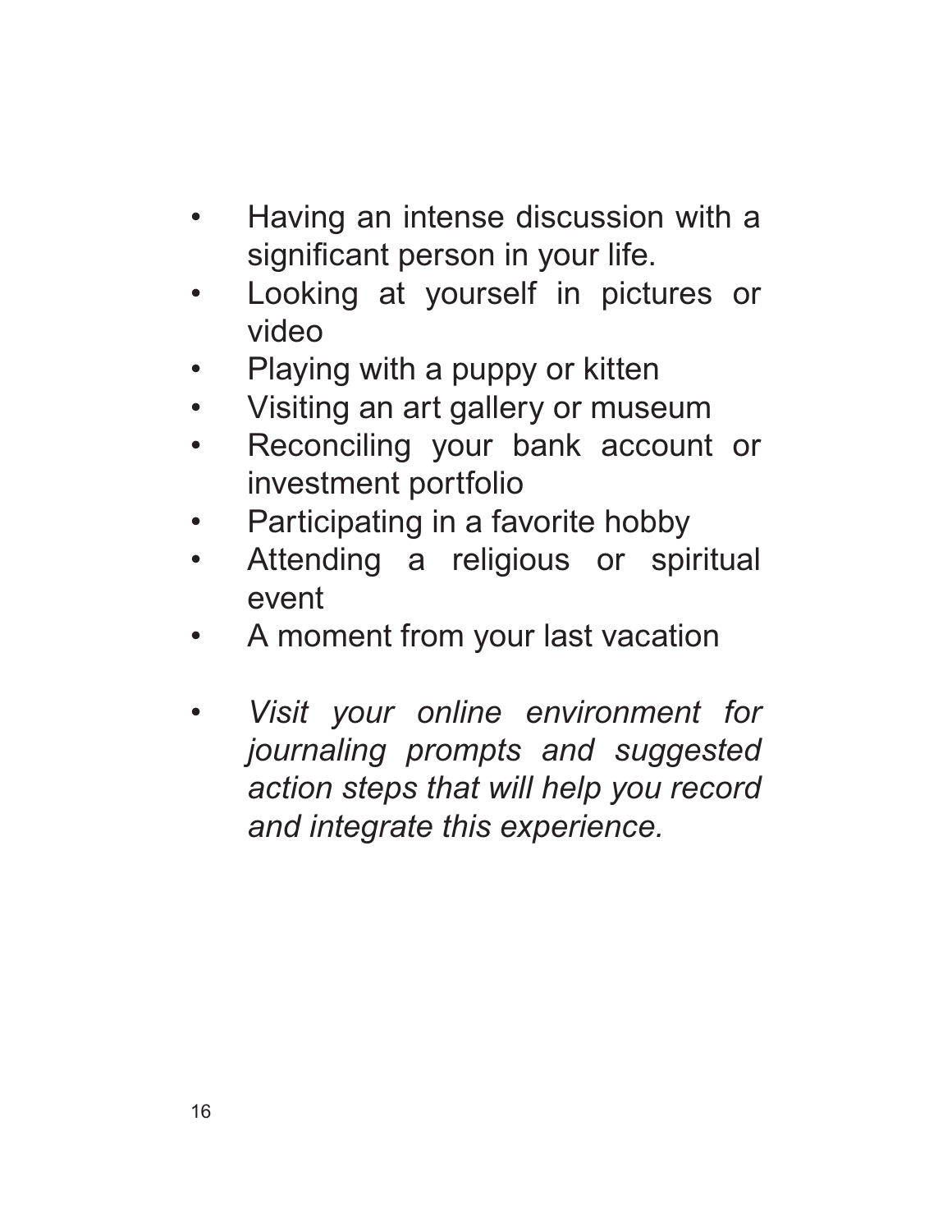- Having an intense discussion with a significant person in your life.
- Looking at yourself in pictures or video
- Playing with a puppy or kitten
- Visiting an art gallery or museum
- Reconciling your bank account or investment portfolio
- Participating in a favorite hobby
- Attending a religious or spiritual event
- A moment from your last vacation

- *Visit your online environment for journaling prompts and suggested action steps that will help you record and integrate this experience.*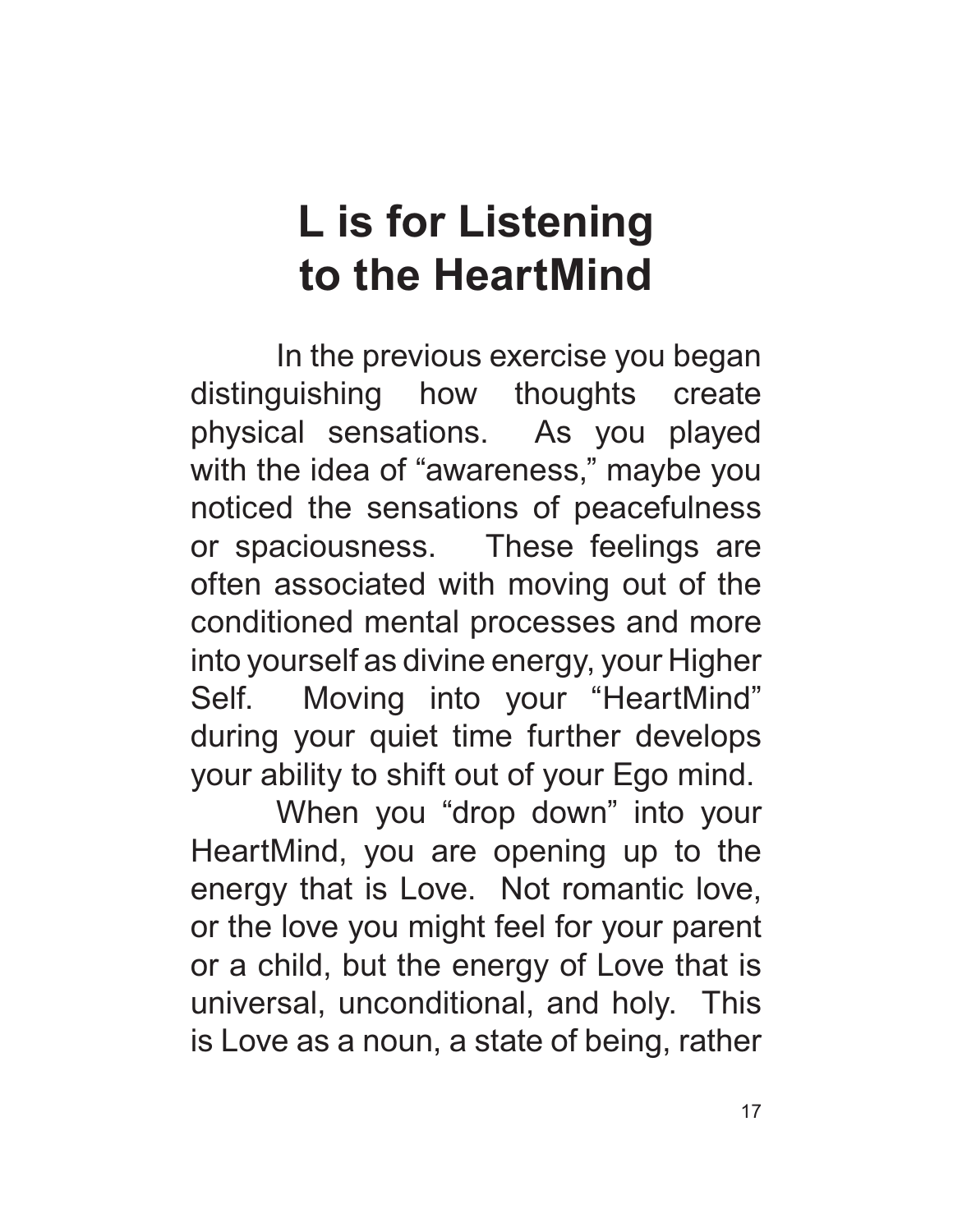# L is for Listening to the HeartMind

In the previous exercise you began distinguishing how thoughts create physical sensations. As you played with the idea of "awareness," maybe you noticed the sensations of peacefulness or spaciousness. These feelings are often associated with moving out of the conditioned mental processes and more into yourself as divine energy, your Higher Self. Moving into your "HeartMind" during your quiet time further develops your ability to shift out of your Ego mind.

When you "drop down" into your HeartMind, you are opening up to the energy that is Love. Not romantic love, or the love you might feel for your parent or a child, but the energy of Love that is universal, unconditional, and holy. This is Love as a noun, a state of being, rather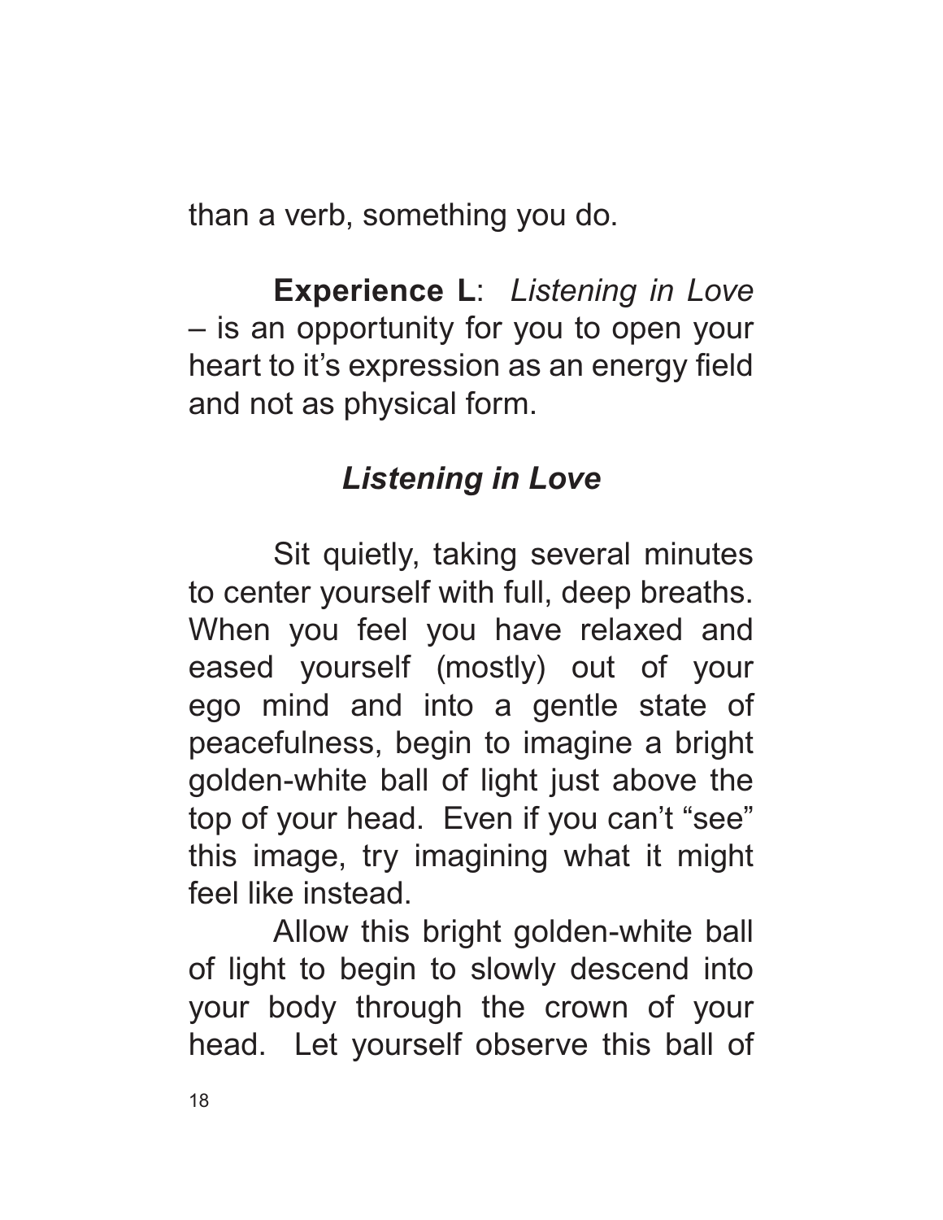than a verb, something you do.

**Experience L**: *Listening in Love* – is an opportunity for you to open your heart to it's expression as an energy field and not as physical form.

### *Listening in Love*

Sit quietly, taking several minutes to center yourself with full, deep breaths. When you feel you have relaxed and eased yourself (mostly) out of your ego mind and into a gentle state of peacefulness, begin to imagine a bright golden-white ball of light just above the top of your head. Even if you can't "see" this image, try imagining what it might feel like instead.

Allow this bright golden-white ball of light to begin to slowly descend into your body through the crown of your head. Let yourself observe this ball of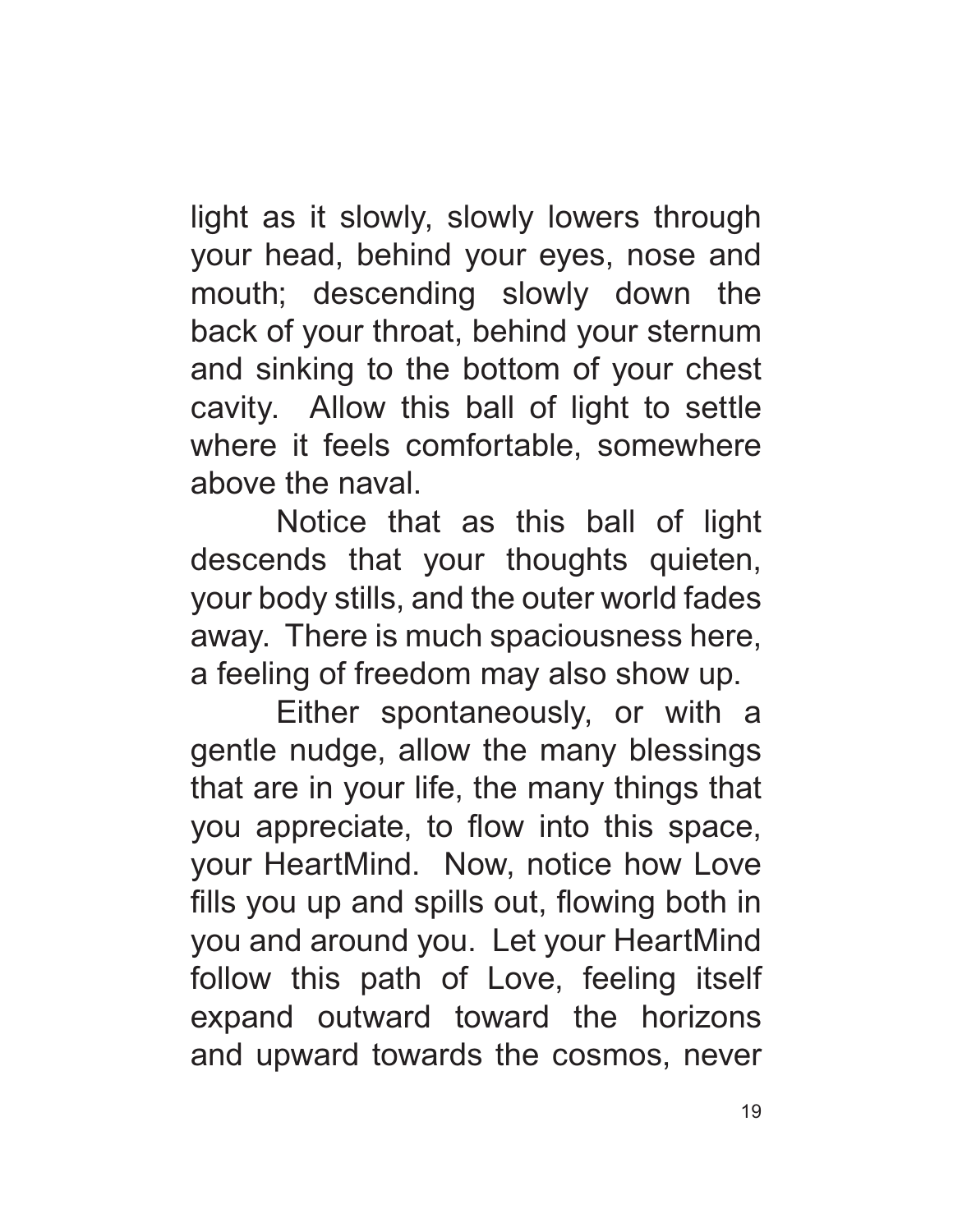light as it slowly, slowly lowers through your head, behind your eyes, nose and mouth; descending slowly down the back of your throat, behind your sternum and sinking to the bottom of your chest cavity. Allow this ball of light to settle where it feels comfortable, somewhere above the naval.

Notice that as this ball of light descends that your thoughts quieten, your body stills, and the outer world fades away. There is much spaciousness here, a feeling of freedom may also show up.

Either spontaneously, or with a gentle nudge, allow the many blessings that are in your life, the many things that you appreciate, to flow into this space, your HeartMind. Now, notice how Love fills you up and spills out, flowing both in you and around you. Let your HeartMind follow this path of Love, feeling itself expand outward toward the horizons and upward towards the cosmos, never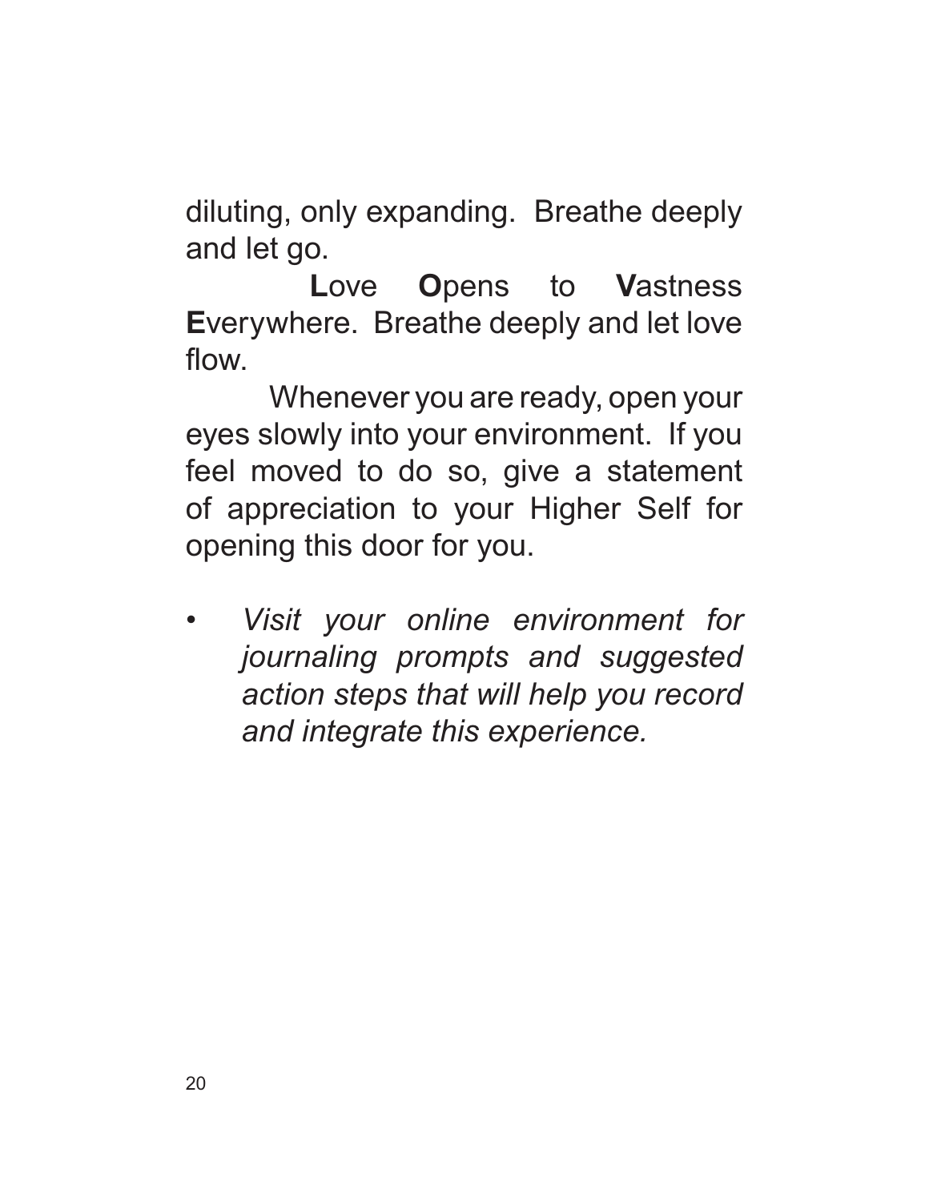diluting, only expanding. Breathe deeply and let go.

**L**ove **O**pens to **V**astness **E**verywhere. Breathe deeply and let love flow.

Whenever you are ready, open your eyes slowly into your environment. If you feel moved to do so, give a statement of appreciation to your Higher Self for opening this door for you.

- *Visit your online environment for journaling prompts and suggested action steps that will help you record and integrate this experience.*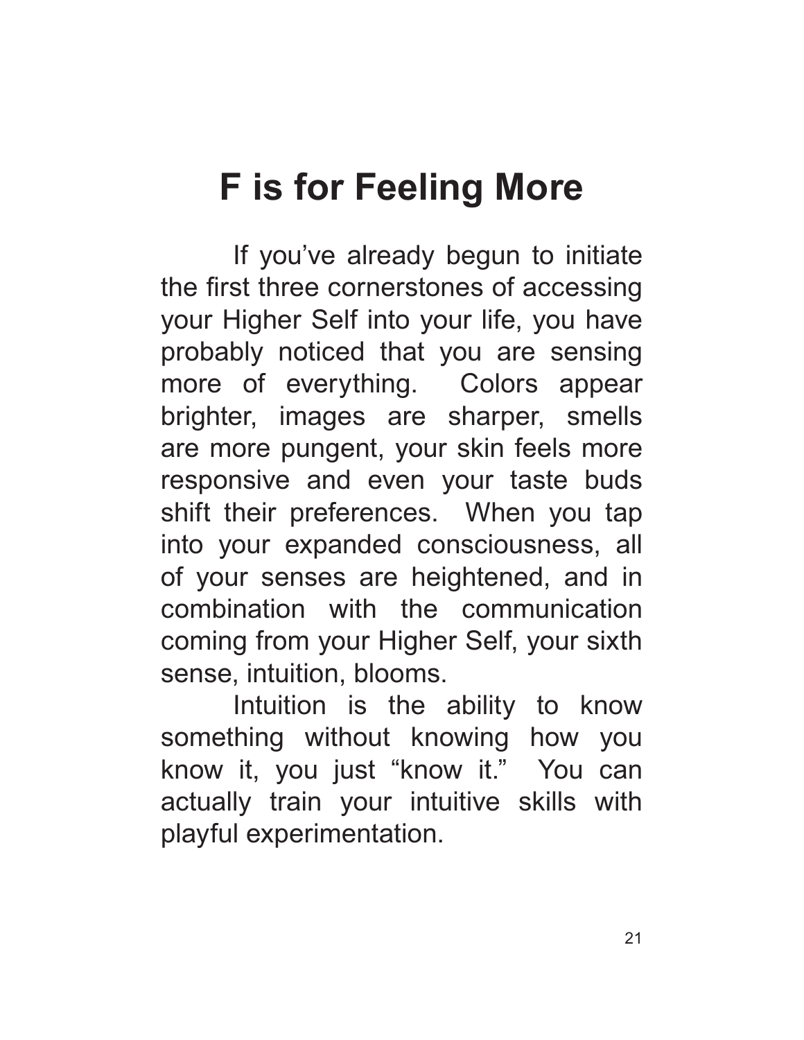# F is for Feeling More

If you've already begun to initiate the first three cornerstones of accessing your Higher Self into your life, you have probably noticed that you are sensing more of everything. Colors appear brighter, images are sharper, smells are more pungent, your skin feels more responsive and even your taste buds shift their preferences. When you tap into your expanded consciousness, all of your senses are heightened, and in combination with the communication coming from your Higher Self, your sixth sense, intuition, blooms.

Intuition is the ability to know something without knowing how you know it, you just "know it." You can actually train your intuitive skills with playful experimentation.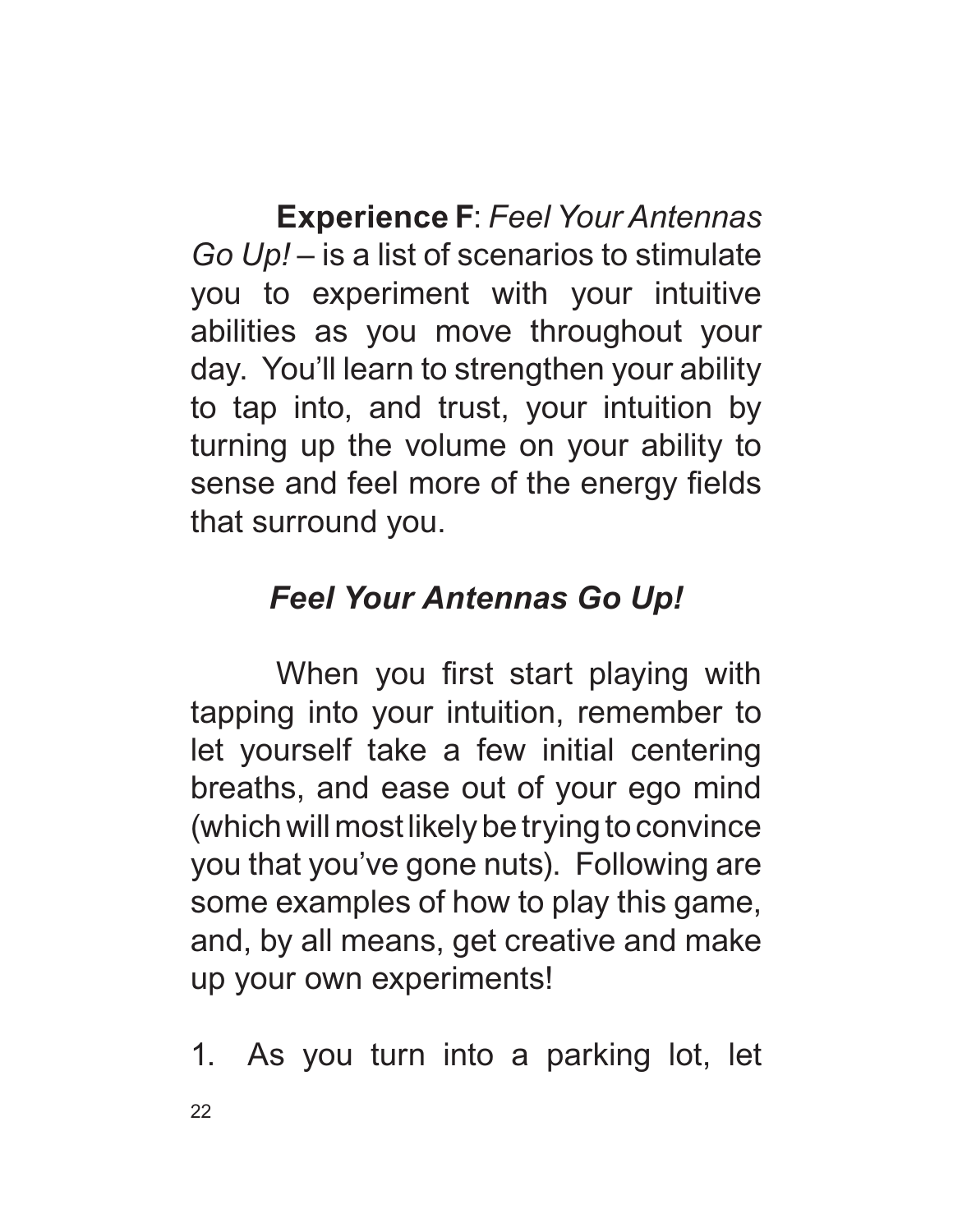**Experience F**: *Feel Your Antennas Go Up!* – is a list of scenarios to stimulate you to experiment with your intuitive abilities as you move throughout your day. You'll learn to strengthen your ability to tap into, and trust, your intuition by turning up the volume on your ability to sense and feel more of the energy fields that surround you.

## *Feel Your Antennas Go Up!*

When you first start playing with tapping into your intuition, remember to let yourself take a few initial centering breaths, and ease out of your ego mind (which will most likely be trying to convince you that you've gone nuts). Following are some examples of how to play this game, and, by all means, get creative and make up your own experiments!

1. As you turn into a parking lot, let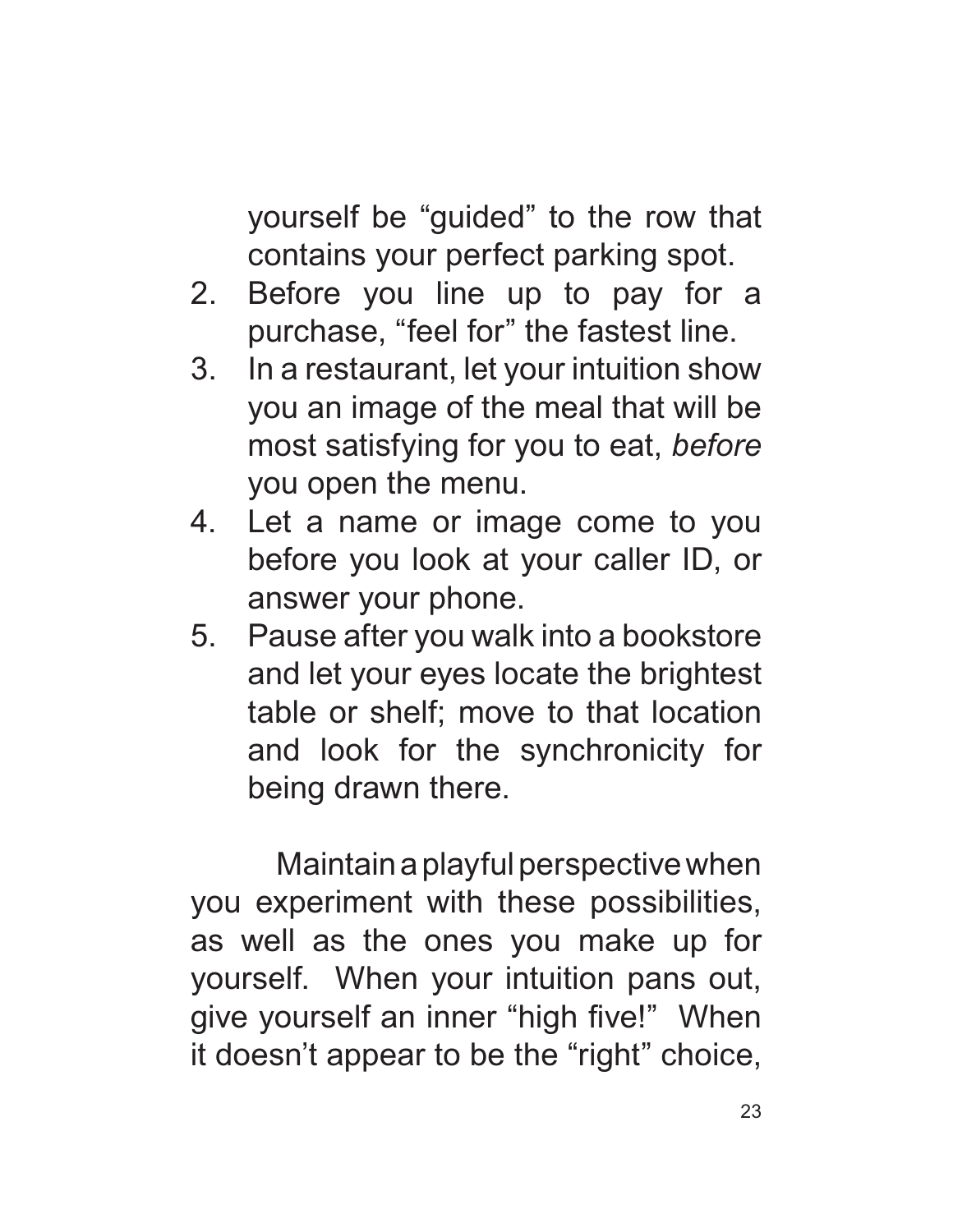yourself be "guided" to the row that contains your perfect parking spot.

2. Before you line up to pay for a purchase, "feel for" the fastest line.
3. In a restaurant, let your intuition show you an image of the meal that will be most satisfying for you to eat, *before* you open the menu.
4. Let a name or image come to you before you look at your caller ID, or answer your phone.
5. Pause after you walk into a bookstore and let your eyes locate the brightest table or shelf; move to that location and look for the synchronicity for being drawn there.

Maintain a playful perspective when you experiment with these possibilities, as well as the ones you make up for yourself. When your intuition pans out, give yourself an inner "high five!" When it doesn't appear to be the "right" choice,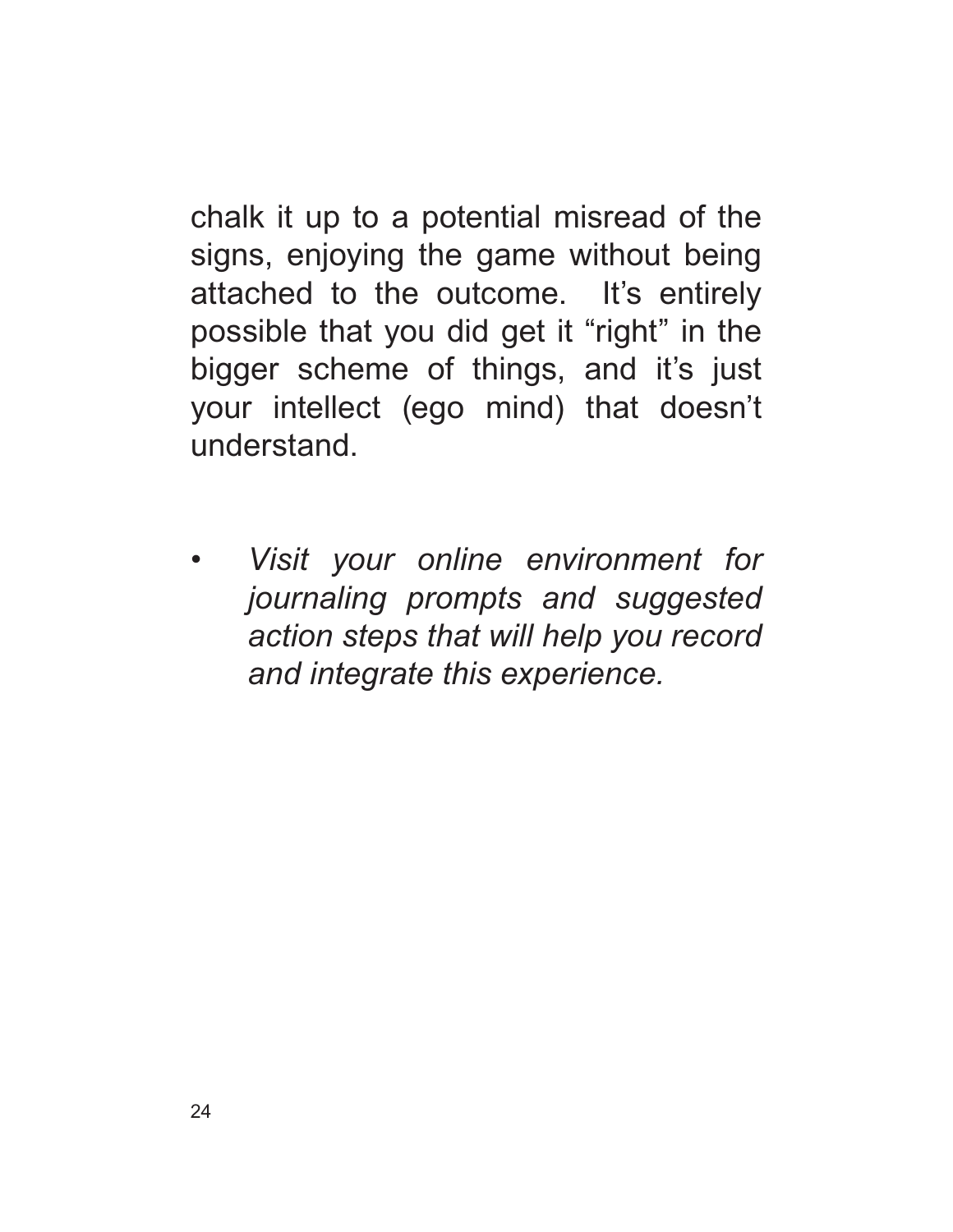chalk it up to a potential misread of the signs, enjoying the game without being attached to the outcome. It’s entirely possible that you did get it “right” in the bigger scheme of things, and it’s just your intellect (ego mind) that doesn’t understand.

- *Visit your online environment for journaling prompts and suggested action steps that will help you record and integrate this experience.*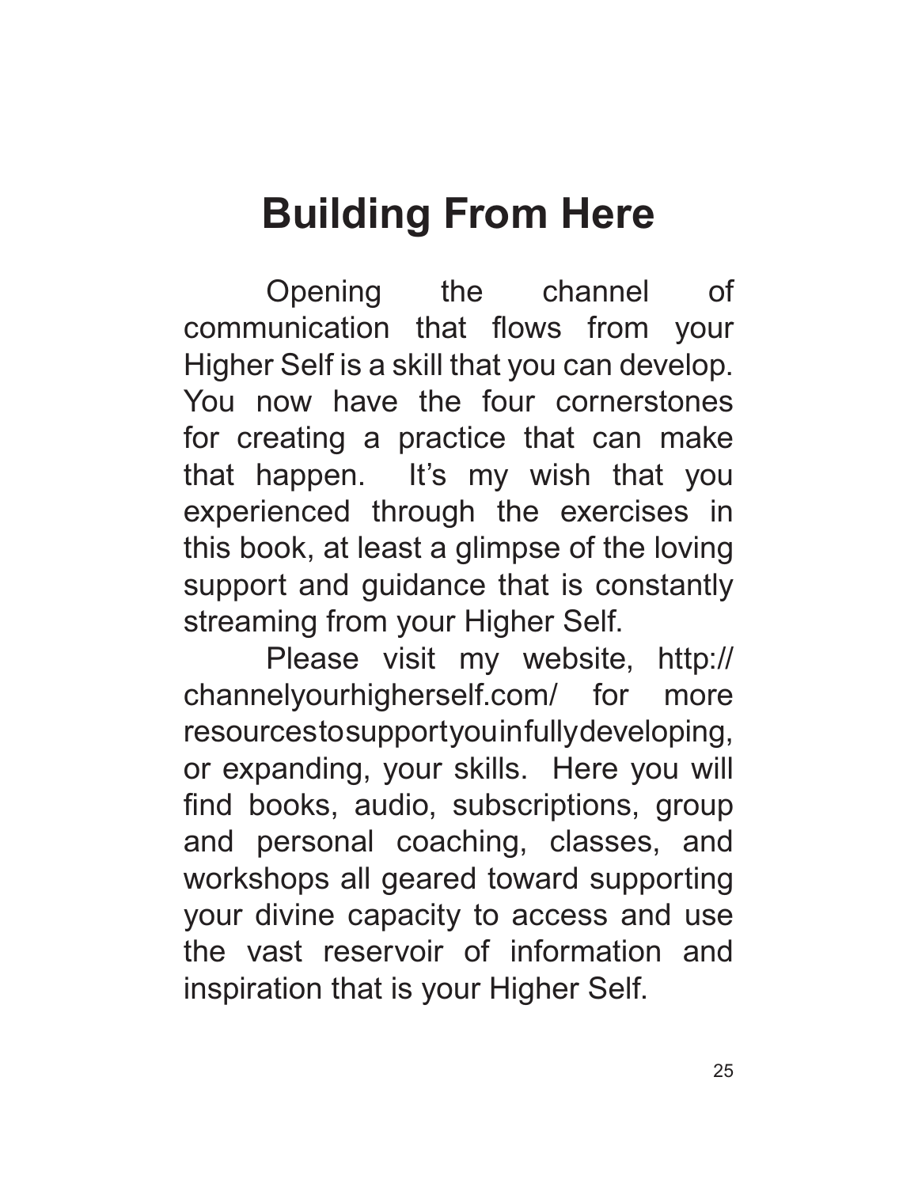# Building From Here

Opening the channel of communication that flows from your Higher Self is a skill that you can develop. You now have the four cornerstones for creating a practice that can make that happen. It's my wish that you experienced through the exercises in this book, at least a glimpse of the loving support and guidance that is constantly streaming from your Higher Self.

Please visit my website, http://channelyourhigherself.com/ for more resources to support you in fully developing, or expanding, your skills. Here you will find books, audio, subscriptions, group and personal coaching, classes, and workshops all geared toward supporting your divine capacity to access and use the vast reservoir of information and inspiration that is your Higher Self.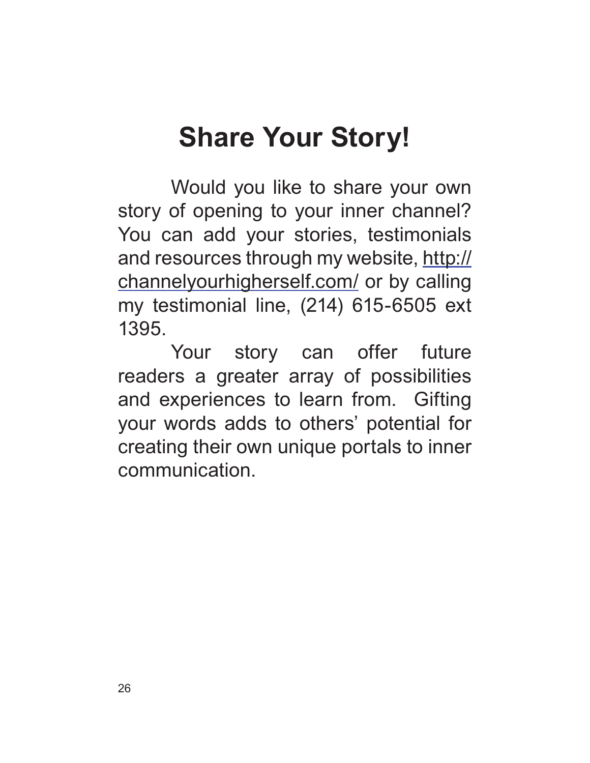# Share Your Story!

Would you like to share your own story of opening to your inner channel? You can add your stories, testimonials and resources through my website, http://channelyourhigherself.com/ or by calling my testimonial line, (214) 615-6505 ext 1395.

Your story can offer future readers a greater array of possibilities and experiences to learn from. Gifting your words adds to others' potential for creating their own unique portals to inner communication.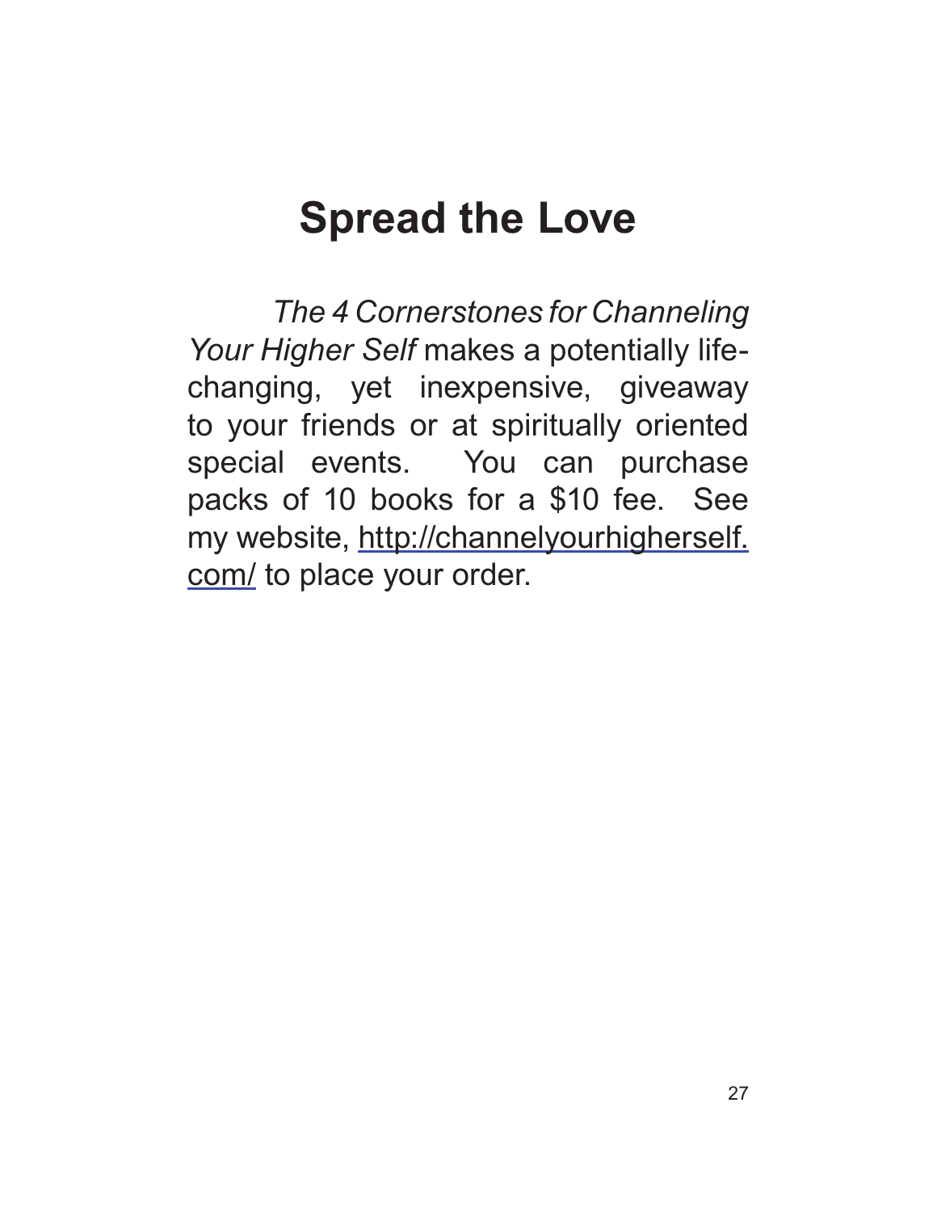# Spread the Love

*The 4 Cornerstones for Channeling Your Higher Self* makes a potentially life-changing, yet inexpensive, giveaway to your friends or at spiritually oriented special events. You can purchase packs of 10 books for a $10 fee. See my website, http://channelyourhigherself.com/ to place your order.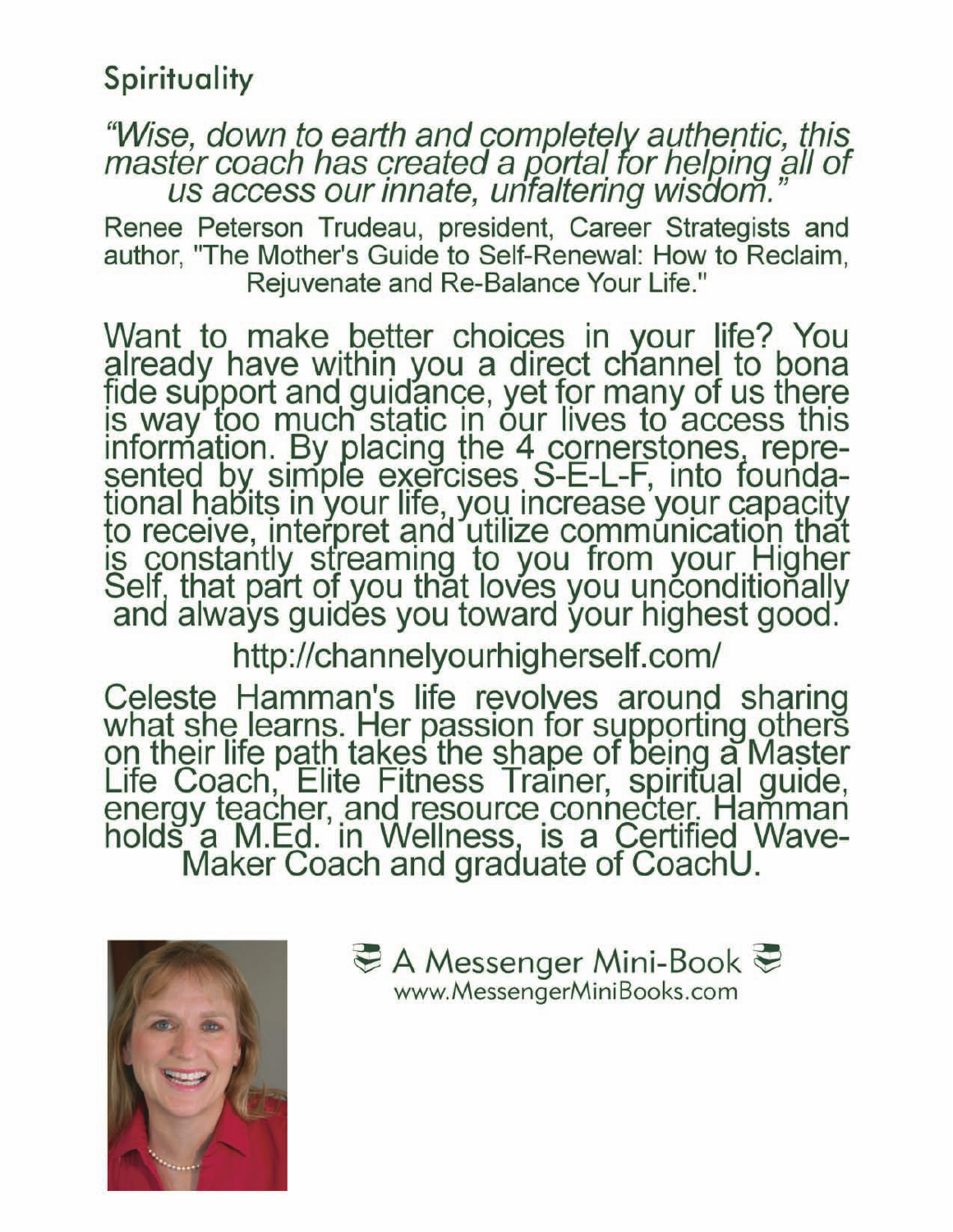Spirituality

*"Wise, down to earth and completely authentic, this master coach has created a portal for helping all of us access our innate, unfaltering wisdom."*

Renee Peterson Trudeau, president, Career Strategists and author, "The Mother's Guide to Self-Renewal: How to Reclaim, Rejuvenate and Re-Balance Your Life."

Want to make better choices in your life? You already have within you a direct channel to bona fide support and guidance, yet for many of us there is way too much static in our lives to access this information. By placing the 4 cornerstones, represented by simple exercises S-E-L-F, into foundational habits in your life, you increase your capacity to receive, interpret and utilize communication that is constantly streaming to you from your Higher Self, that part of you that loves you unconditionally and always guides you toward your highest good.

http://channelyourhigherself.com/

Celeste Hamman's life revolves around sharing what she learns. Her passion for supporting others on their life path takes the shape of being a Master Life Coach, Elite Fitness Trainer, spiritual guide, energy teacher, and resource connecter. Hamman holds a M.Ed. in Wellness, is a Certified Wave-Maker Coach and graduate of CoachU.

A Messenger Mini-Book
www.MessengerMiniBooks.com